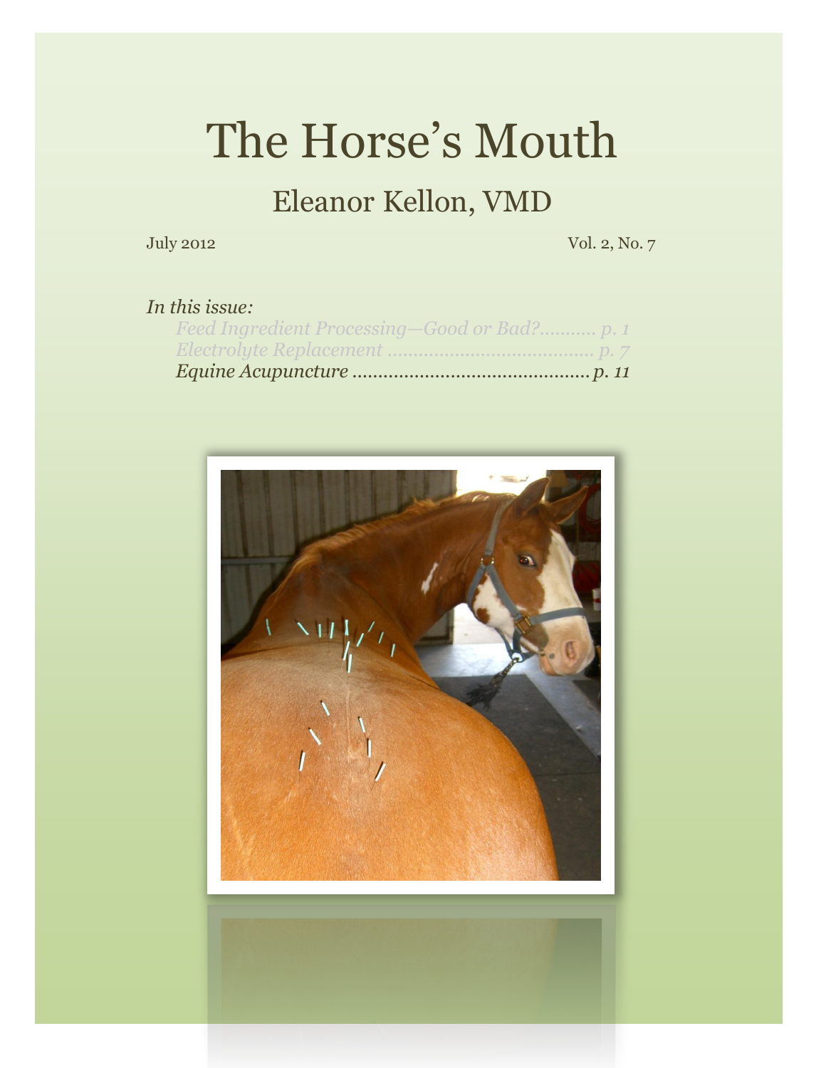# The Horse's Mouth

## Eleanor Kellon, VMD

July 2012 Vol. 2, No. 7

*In this issue:*

- *Feed Ingredient Processing—Good or Bad?........... p. 1*
- *Electrolyte Replacement ........................................ p. 7*
- *Equine Acupuncture .............................................. p. 11*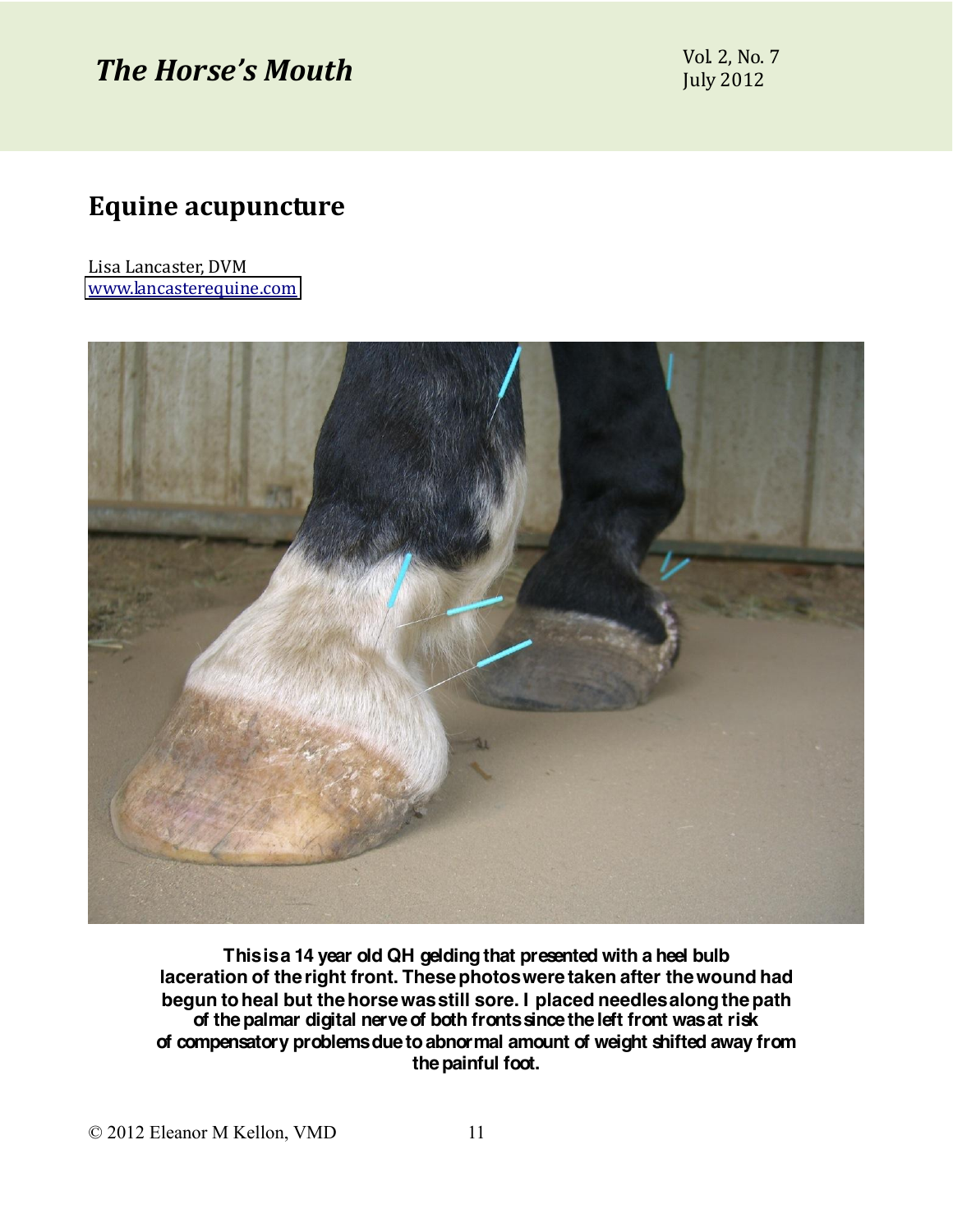## Equine acupuncture

Lisa Lancaster, DVM
[www.lancasterequine.com](http://www.lancasterequine.com)

**This is a 14 year old QH gelding that presented with a heel bulb laceration of the right front. These photos were taken after the wound had begun to heal but the horse was still sore. I placed needles along the path of the palmar digital nerve of both fronts since the left front was at risk of compensatory problems due to abnormal amount of weight shifted away from the painful foot.**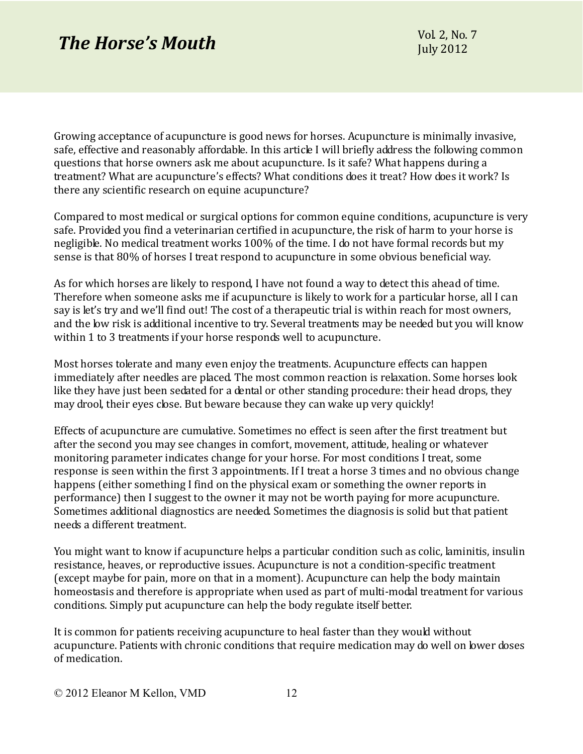Growing acceptance of acupuncture is good news for horses. Acupuncture is minimally invasive, safe, effective and reasonably affordable. In this article I will briefly address the following common questions that horse owners ask me about acupuncture. Is it safe? What happens during a treatment? What are acupuncture's effects? What conditions does it treat? How does it work? Is there any scientific research on equine acupuncture?

Compared to most medical or surgical options for common equine conditions, acupuncture is very safe. Provided you find a veterinarian certified in acupuncture, the risk of harm to your horse is negligible. No medical treatment works 100% of the time. I do not have formal records but my sense is that 80% of horses I treat respond to acupuncture in some obvious beneficial way.

As for which horses are likely to respond, I have not found a way to detect this ahead of time. Therefore when someone asks me if acupuncture is likely to work for a particular horse, all I can say is let's try and we'll find out! The cost of a therapeutic trial is within reach for most owners, and the low risk is additional incentive to try. Several treatments may be needed but you will know within 1 to 3 treatments if your horse responds well to acupuncture.

Most horses tolerate and many even enjoy the treatments. Acupuncture effects can happen immediately after needles are placed. The most common reaction is relaxation. Some horses look like they have just been sedated for a dental or other standing procedure: their head drops, they may drool, their eyes close. But beware because they can wake up very quickly!

Effects of acupuncture are cumulative. Sometimes no effect is seen after the first treatment but after the second you may see changes in comfort, movement, attitude, healing or whatever monitoring parameter indicates change for your horse. For most conditions I treat, some response is seen within the first 3 appointments. If I treat a horse 3 times and no obvious change happens (either something I find on the physical exam or something the owner reports in performance) then I suggest to the owner it may not be worth paying for more acupuncture. Sometimes additional diagnostics are needed. Sometimes the diagnosis is solid but that patient needs a different treatment.

You might want to know if acupuncture helps a particular condition such as colic, laminitis, insulin resistance, heaves, or reproductive issues. Acupuncture is not a condition-specific treatment (except maybe for pain, more on that in a moment). Acupuncture can help the body maintain homeostasis and therefore is appropriate when used as part of multi-modal treatment for various conditions. Simply put acupuncture can help the body regulate itself better.

It is common for patients receiving acupuncture to heal faster than they would without acupuncture. Patients with chronic conditions that require medication may do well on lower doses of medication.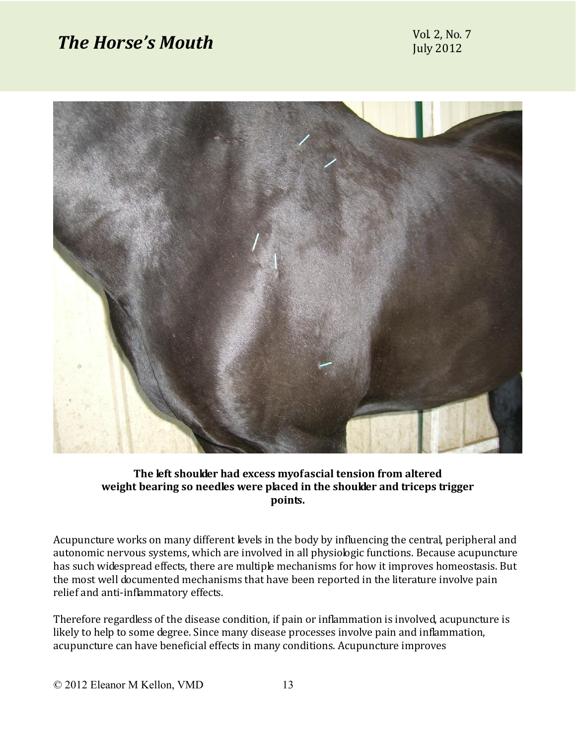**The left shoulder had excess myofascial tension from altered weight bearing so needles were placed in the shoulder and triceps trigger points.**

Acupuncture works on many different levels in the body by influencing the central, peripheral and autonomic nervous systems, which are involved in all physiologic functions. Because acupuncture has such widespread effects, there are multiple mechanisms for how it improves homeostasis. But the most well documented mechanisms that have been reported in the literature involve pain relief and anti-inflammatory effects.

Therefore regardless of the disease condition, if pain or inflammation is involved, acupuncture is likely to help to some degree. Since many disease processes involve pain and inflammation, acupuncture can have beneficial effects in many conditions. Acupuncture improves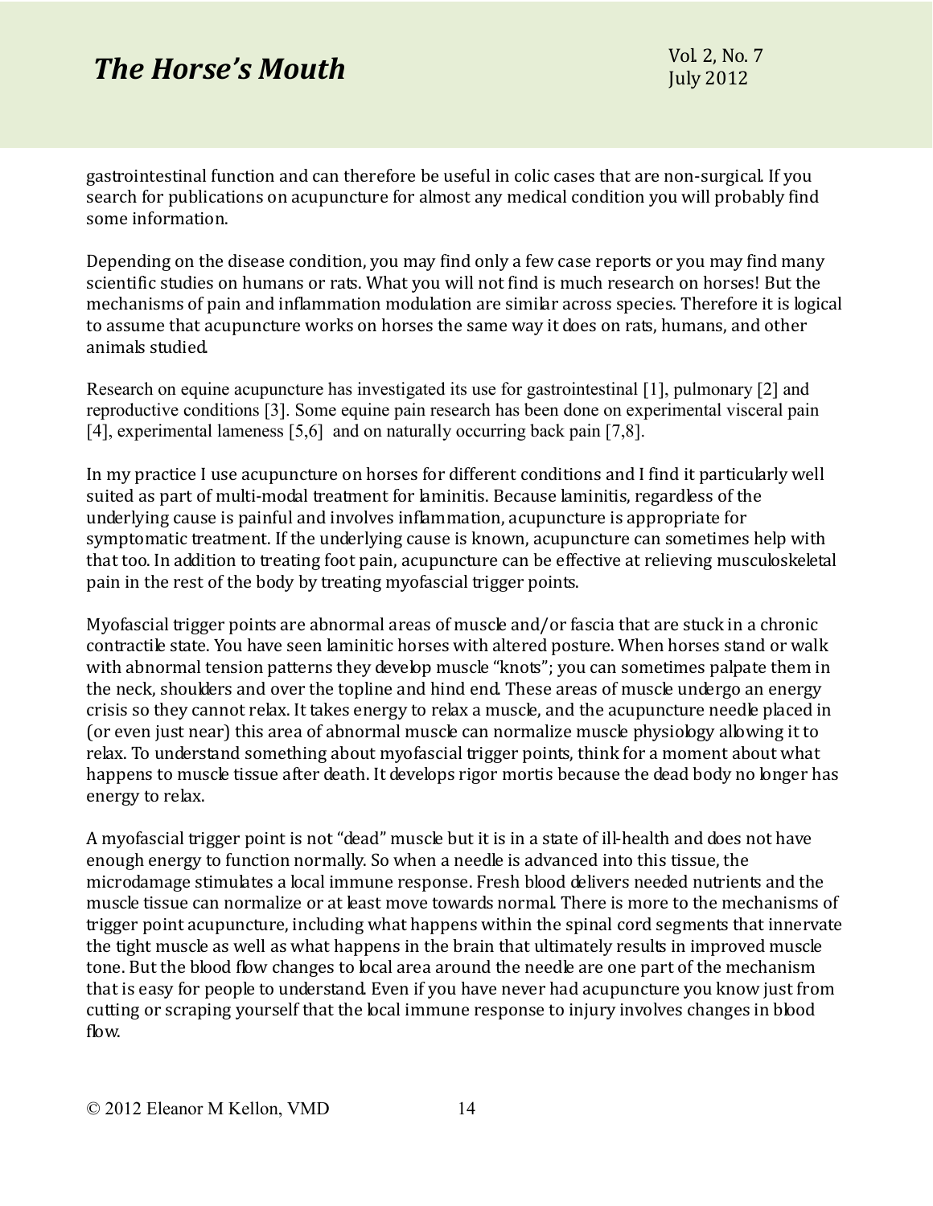gastrointestinal function and can therefore be useful in colic cases that are non-surgical. If you search for publications on acupuncture for almost any medical condition you will probably find some information.

Depending on the disease condition, you may find only a few case reports or you may find many scientific studies on humans or rats. What you will not find is much research on horses! But the mechanisms of pain and inflammation modulation are similar across species. Therefore it is logical to assume that acupuncture works on horses the same way it does on rats, humans, and other animals studied.

Research on equine acupuncture has investigated its use for gastrointestinal [1], pulmonary [2] and reproductive conditions [3]. Some equine pain research has been done on experimental visceral pain [4], experimental lameness [5,6] and on naturally occurring back pain [7,8].

In my practice I use acupuncture on horses for different conditions and I find it particularly well suited as part of multi-modal treatment for laminitis. Because laminitis, regardless of the underlying cause is painful and involves inflammation, acupuncture is appropriate for symptomatic treatment. If the underlying cause is known, acupuncture can sometimes help with that too. In addition to treating foot pain, acupuncture can be effective at relieving musculoskeletal pain in the rest of the body by treating myofascial trigger points.

Myofascial trigger points are abnormal areas of muscle and/or fascia that are stuck in a chronic contractile state. You have seen laminitic horses with altered posture. When horses stand or walk with abnormal tension patterns they develop muscle "knots"; you can sometimes palpate them in the neck, shoulders and over the topline and hind end. These areas of muscle undergo an energy crisis so they cannot relax. It takes energy to relax a muscle, and the acupuncture needle placed in (or even just near) this area of abnormal muscle can normalize muscle physiology allowing it to relax. To understand something about myofascial trigger points, think for a moment about what happens to muscle tissue after death. It develops rigor mortis because the dead body no longer has energy to relax.

A myofascial trigger point is not "dead" muscle but it is in a state of ill-health and does not have enough energy to function normally. So when a needle is advanced into this tissue, the microdamage stimulates a local immune response. Fresh blood delivers needed nutrients and the muscle tissue can normalize or at least move towards normal. There is more to the mechanisms of trigger point acupuncture, including what happens within the spinal cord segments that innervate the tight muscle as well as what happens in the brain that ultimately results in improved muscle tone. But the blood flow changes to local area around the needle are one part of the mechanism that is easy for people to understand. Even if you have never had acupuncture you know just from cutting or scraping yourself that the local immune response to injury involves changes in blood flow.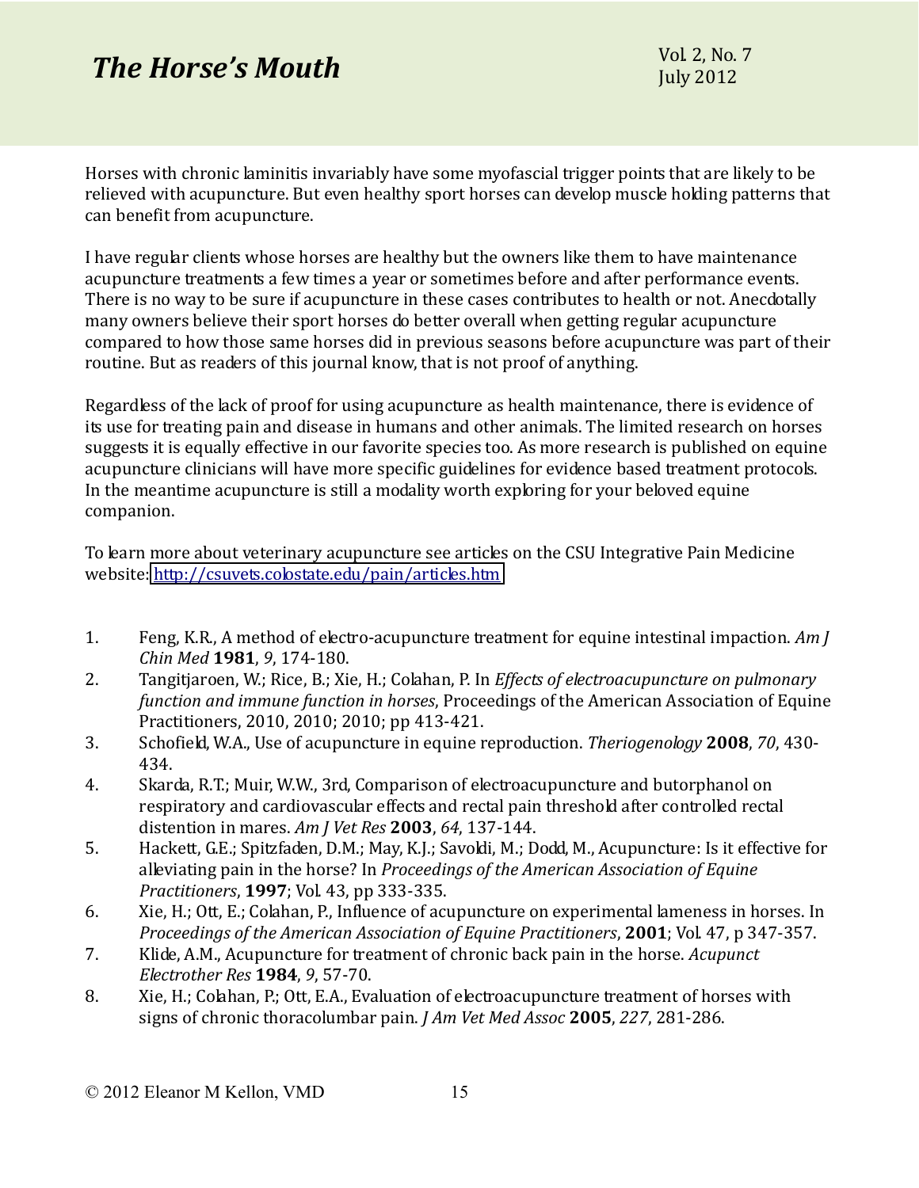Horses with chronic laminitis invariably have some myofascial trigger points that are likely to be relieved with acupuncture. But even healthy sport horses can develop muscle holding patterns that can benefit from acupuncture.

I have regular clients whose horses are healthy but the owners like them to have maintenance acupuncture treatments a few times a year or sometimes before and after performance events. There is no way to be sure if acupuncture in these cases contributes to health or not. Anecdotally many owners believe their sport horses do better overall when getting regular acupuncture compared to how those same horses did in previous seasons before acupuncture was part of their routine. But as readers of this journal know, that is not proof of anything.

Regardless of the lack of proof for using acupuncture as health maintenance, there is evidence of its use for treating pain and disease in humans and other animals. The limited research on horses suggests it is equally effective in our favorite species too. As more research is published on equine acupuncture clinicians will have more specific guidelines for evidence based treatment protocols. In the meantime acupuncture is still a modality worth exploring for your beloved equine companion.

To learn more about veterinary acupuncture see articles on the CSU Integrative Pain Medicine website: http://csuvets.colostate.edu/pain/articles.htm

1. Feng, K.R., A method of electro-acupuncture treatment for equine intestinal impaction. *Am J Chin Med* **1981**, *9*, 174-180.
2. Tangitjaroen, W.; Rice, B.; Xie, H.; Colahan, P. In *Effects of electroacupuncture on pulmonary function and immune function in horses*, Proceedings of the American Association of Equine Practitioners, 2010, 2010; 2010; pp 413-421.
3. Schofield, W.A., Use of acupuncture in equine reproduction. *Theriogenology* **2008**, *70*, 430-434.
4. Skarda, R.T.; Muir, W.W., 3rd, Comparison of electroacupuncture and butorphanol on respiratory and cardiovascular effects and rectal pain threshold after controlled rectal distention in mares. *Am J Vet Res* **2003**, *64*, 137-144.
5. Hackett, G.E.; Spitzfaden, D.M.; May, K.J.; Savoldi, M.; Dodd, M., Acupuncture: Is it effective for alleviating pain in the horse? In *Proceedings of the American Association of Equine Practitioners*, **1997**; Vol. 43, pp 333-335.
6. Xie, H.; Ott, E.; Colahan, P., Influence of acupuncture on experimental lameness in horses. In *Proceedings of the American Association of Equine Practitioners*, **2001**; Vol. 47, p 347-357.
7. Klide, A.M., Acupuncture for treatment of chronic back pain in the horse. *Acupunct Electrother Res* **1984**, *9*, 57-70.
8. Xie, H.; Colahan, P.; Ott, E.A., Evaluation of electroacupuncture treatment of horses with signs of chronic thoracolumbar pain. *J Am Vet Med Assoc* **2005**, *227*, 281-286.